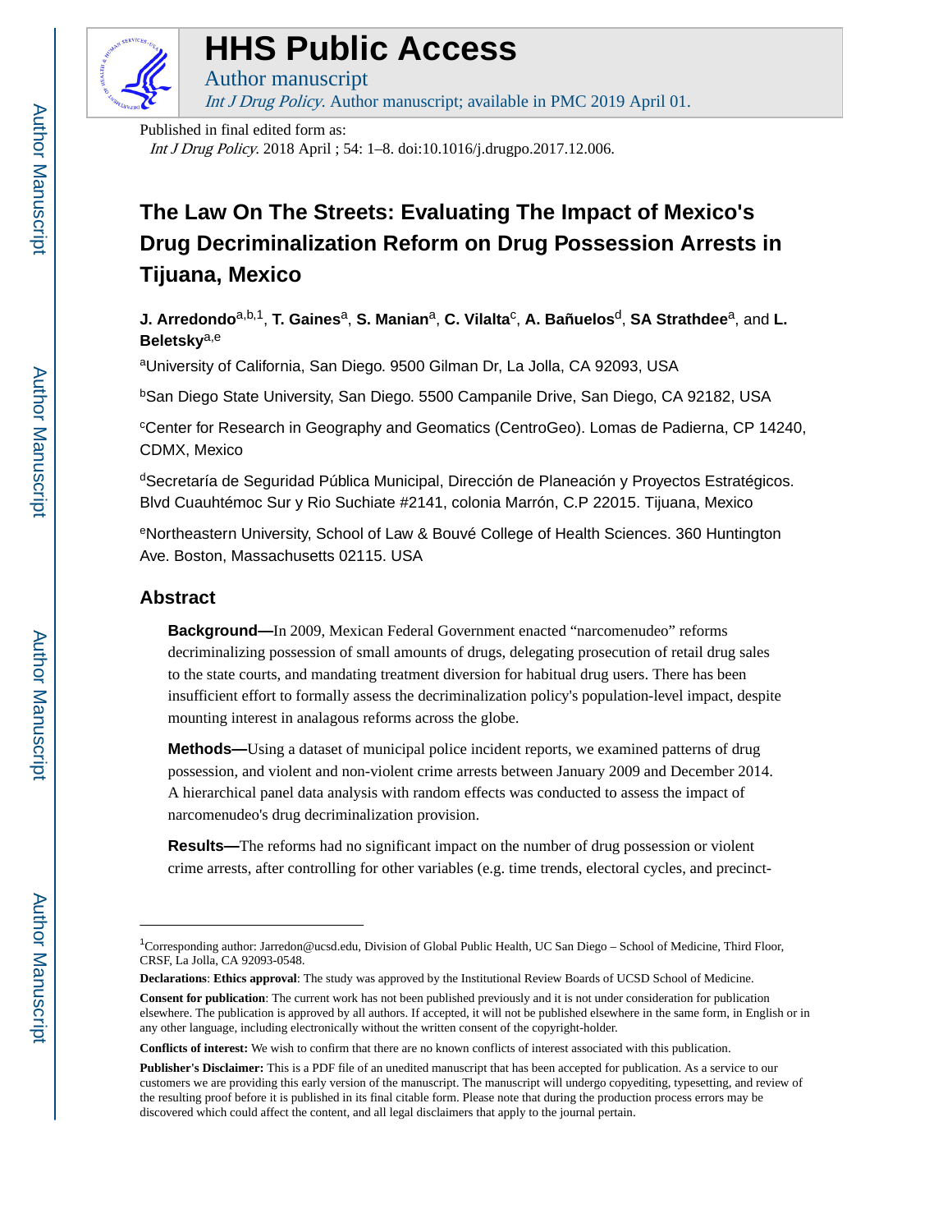# HHS Public Access

Author manuscript

*Int J Drug Policy*. Author manuscript; available in PMC 2019 April 01.

Published in final edited form as:

*Int J Drug Policy*. 2018 April ; 54: 1–8. doi:10.1016/j.drugpo.2017.12.006.

# The Law On The Streets: Evaluating The Impact of Mexico's Drug Decriminalization Reform on Drug Possession Arrests in Tijuana, Mexico

**J. Arredondo**[a,b,1], **T. Gaines**[a], **S. Manian**[a], **C. Vilalta**[c], **A. Bañuelos**[d], **SA Strathdee**[a], and **L. Beletsky**[a,e]

[a]University of California, San Diego. 9500 Gilman Dr, La Jolla, CA 92093, USA

[b]San Diego State University, San Diego. 5500 Campanile Drive, San Diego, CA 92182, USA

[c]Center for Research in Geography and Geomatics (CentroGeo). Lomas de Padierna, CP 14240, CDMX, Mexico

[d]Secretaría de Seguridad Pública Municipal, Dirección de Planeación y Proyectos Estratégicos. Blvd Cuauhtémoc Sur y Rio Suchiate #2141, colonia Marrón, C.P 22015. Tijuana, Mexico

[e]Northeastern University, School of Law & Bouvé College of Health Sciences. 360 Huntington Ave. Boston, Massachusetts 02115. USA

## Abstract

**Background—**In 2009, Mexican Federal Government enacted "narcomenudeo" reforms decriminalizing possession of small amounts of drugs, delegating prosecution of retail drug sales to the state courts, and mandating treatment diversion for habitual drug users. There has been insufficient effort to formally assess the decriminalization policy's population-level impact, despite mounting interest in analagous reforms across the globe.

**Methods—**Using a dataset of municipal police incident reports, we examined patterns of drug possession, and violent and non-violent crime arrests between January 2009 and December 2014. A hierarchical panel data analysis with random effects was conducted to assess the impact of narcomenudeo's drug decriminalization provision.

**Results—**The reforms had no significant impact on the number of drug possession or violent crime arrests, after controlling for other variables (e.g. time trends, electoral cycles, and precinct-

---

[1]Corresponding author: Jarredon@ucsd.edu, Division of Global Public Health, UC San Diego – School of Medicine, Third Floor, CRSF, La Jolla, CA 92093-0548.

**Declarations**: **Ethics approval**: The study was approved by the Institutional Review Boards of UCSD School of Medicine.

**Consent for publication**: The current work has not been published previously and it is not under consideration for publication elsewhere. The publication is approved by all authors. If accepted, it will not be published elsewhere in the same form, in English or in any other language, including electronically without the written consent of the copyright-holder.

**Conflicts of interest:** We wish to confirm that there are no known conflicts of interest associated with this publication.

**Publisher's Disclaimer:** This is a PDF file of an unedited manuscript that has been accepted for publication. As a service to our customers we are providing this early version of the manuscript. The manuscript will undergo copyediting, typesetting, and review of the resulting proof before it is published in its final citable form. Please note that during the production process errors may be discovered which could affect the content, and all legal disclaimers that apply to the journal pertain.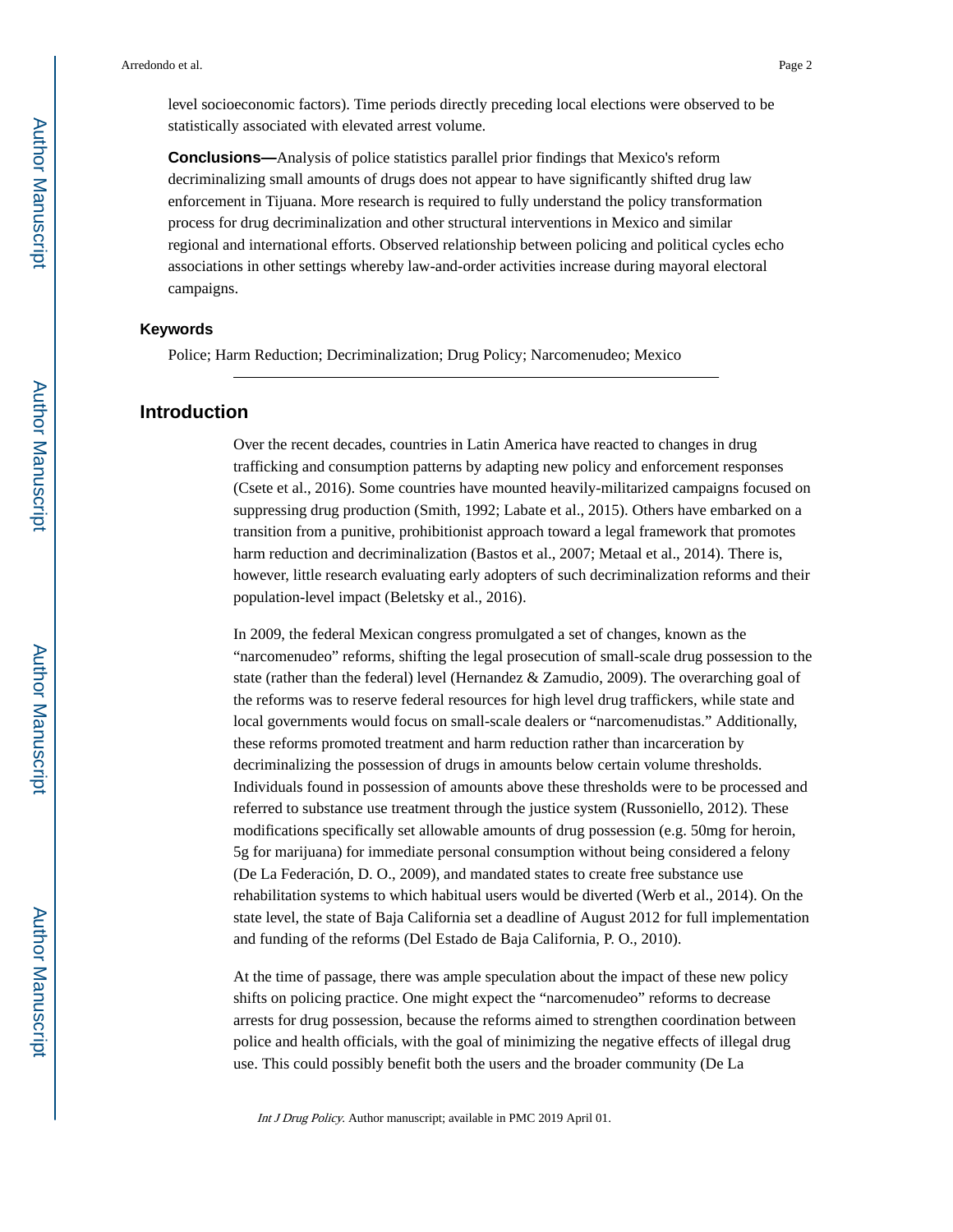level socioeconomic factors). Time periods directly preceding local elections were observed to be statistically associated with elevated arrest volume.

**Conclusions—**Analysis of police statistics parallel prior findings that Mexico's reform decriminalizing small amounts of drugs does not appear to have significantly shifted drug law enforcement in Tijuana. More research is required to fully understand the policy transformation process for drug decriminalization and other structural interventions in Mexico and similar regional and international efforts. Observed relationship between policing and political cycles echo associations in other settings whereby law-and-order activities increase during mayoral electoral campaigns.

### Keywords

Police; Harm Reduction; Decriminalization; Drug Policy; Narcomenudeo; Mexico

## Introduction

Over the recent decades, countries in Latin America have reacted to changes in drug trafficking and consumption patterns by adapting new policy and enforcement responses (Csete et al., 2016). Some countries have mounted heavily-militarized campaigns focused on suppressing drug production (Smith, 1992; Labate et al., 2015). Others have embarked on a transition from a punitive, prohibitionist approach toward a legal framework that promotes harm reduction and decriminalization (Bastos et al., 2007; Metaal et al., 2014). There is, however, little research evaluating early adopters of such decriminalization reforms and their population-level impact (Beletsky et al., 2016).

In 2009, the federal Mexican congress promulgated a set of changes, known as the "narcomenudeo" reforms, shifting the legal prosecution of small-scale drug possession to the state (rather than the federal) level (Hernandez & Zamudio, 2009). The overarching goal of the reforms was to reserve federal resources for high level drug traffickers, while state and local governments would focus on small-scale dealers or "narcomenudistas." Additionally, these reforms promoted treatment and harm reduction rather than incarceration by decriminalizing the possession of drugs in amounts below certain volume thresholds. Individuals found in possession of amounts above these thresholds were to be processed and referred to substance use treatment through the justice system (Russoniello, 2012). These modifications specifically set allowable amounts of drug possession (e.g. 50mg for heroin, 5g for marijuana) for immediate personal consumption without being considered a felony (De La Federación, D. O., 2009), and mandated states to create free substance use rehabilitation systems to which habitual users would be diverted (Werb et al., 2014). On the state level, the state of Baja California set a deadline of August 2012 for full implementation and funding of the reforms (Del Estado de Baja California, P. O., 2010).

At the time of passage, there was ample speculation about the impact of these new policy shifts on policing practice. One might expect the "narcomenudeo" reforms to decrease arrests for drug possession, because the reforms aimed to strengthen coordination between police and health officials, with the goal of minimizing the negative effects of illegal drug use. This could possibly benefit both the users and the broader community (De La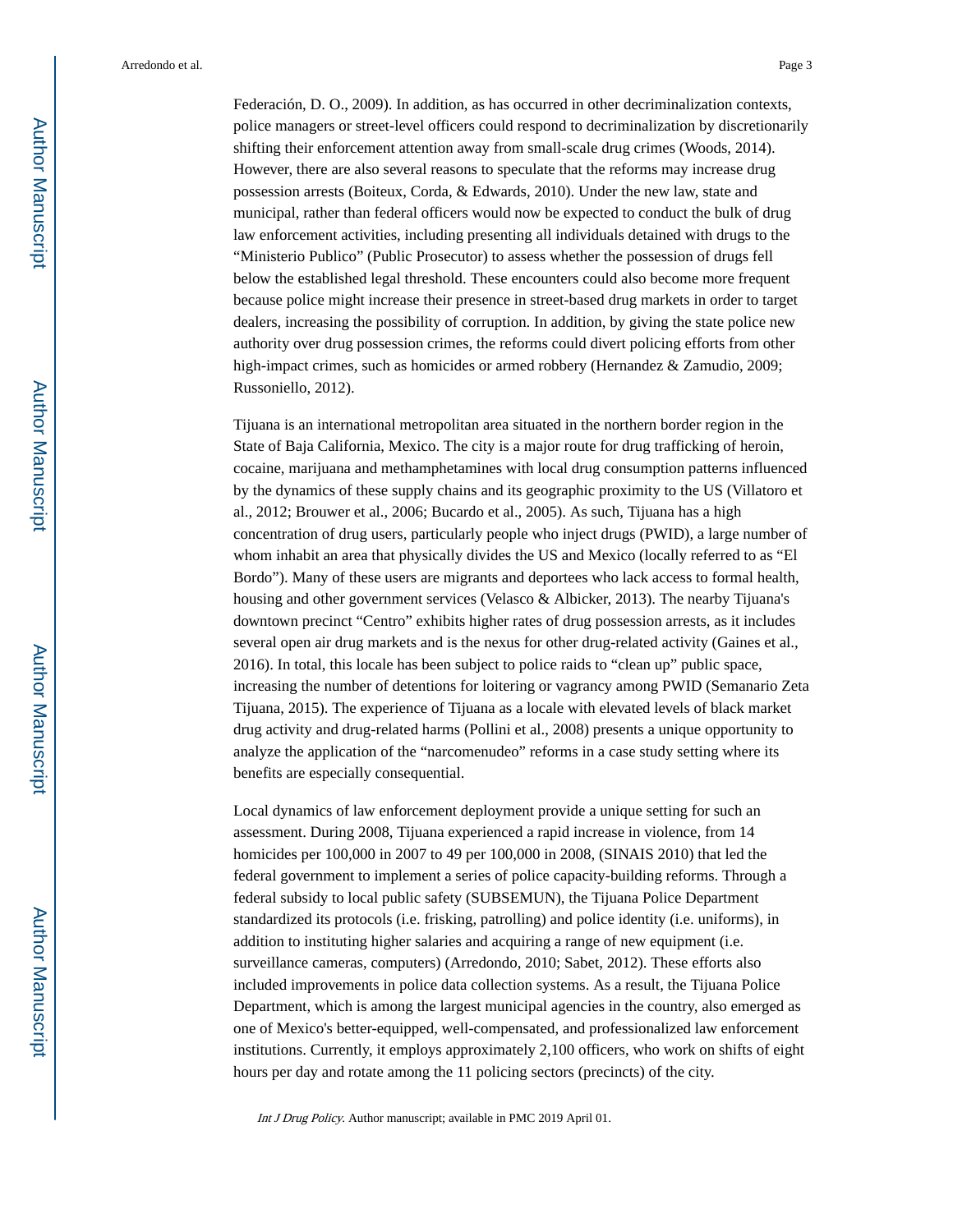Federación, D. O., 2009). In addition, as has occurred in other decriminalization contexts, police managers or street-level officers could respond to decriminalization by discretionarily shifting their enforcement attention away from small-scale drug crimes (Woods, 2014). However, there are also several reasons to speculate that the reforms may increase drug possession arrests (Boiteux, Corda, & Edwards, 2010). Under the new law, state and municipal, rather than federal officers would now be expected to conduct the bulk of drug law enforcement activities, including presenting all individuals detained with drugs to the "Ministerio Publico" (Public Prosecutor) to assess whether the possession of drugs fell below the established legal threshold. These encounters could also become more frequent because police might increase their presence in street-based drug markets in order to target dealers, increasing the possibility of corruption. In addition, by giving the state police new authority over drug possession crimes, the reforms could divert policing efforts from other high-impact crimes, such as homicides or armed robbery (Hernandez & Zamudio, 2009; Russoniello, 2012).

Tijuana is an international metropolitan area situated in the northern border region in the State of Baja California, Mexico. The city is a major route for drug trafficking of heroin, cocaine, marijuana and methamphetamines with local drug consumption patterns influenced by the dynamics of these supply chains and its geographic proximity to the US (Villatoro et al., 2012; Brouwer et al., 2006; Bucardo et al., 2005). As such, Tijuana has a high concentration of drug users, particularly people who inject drugs (PWID), a large number of whom inhabit an area that physically divides the US and Mexico (locally referred to as "El Bordo"). Many of these users are migrants and deportees who lack access to formal health, housing and other government services (Velasco & Albicker, 2013). The nearby Tijuana's downtown precinct "Centro" exhibits higher rates of drug possession arrests, as it includes several open air drug markets and is the nexus for other drug-related activity (Gaines et al., 2016). In total, this locale has been subject to police raids to "clean up" public space, increasing the number of detentions for loitering or vagrancy among PWID (Semanario Zeta Tijuana, 2015). The experience of Tijuana as a locale with elevated levels of black market drug activity and drug-related harms (Pollini et al., 2008) presents a unique opportunity to analyze the application of the "narcomenudeo" reforms in a case study setting where its benefits are especially consequential.

Local dynamics of law enforcement deployment provide a unique setting for such an assessment. During 2008, Tijuana experienced a rapid increase in violence, from 14 homicides per 100,000 in 2007 to 49 per 100,000 in 2008, (SINAIS 2010) that led the federal government to implement a series of police capacity-building reforms. Through a federal subsidy to local public safety (SUBSEMUN), the Tijuana Police Department standardized its protocols (i.e. frisking, patrolling) and police identity (i.e. uniforms), in addition to instituting higher salaries and acquiring a range of new equipment (i.e. surveillance cameras, computers) (Arredondo, 2010; Sabet, 2012). These efforts also included improvements in police data collection systems. As a result, the Tijuana Police Department, which is among the largest municipal agencies in the country, also emerged as one of Mexico's better-equipped, well-compensated, and professionalized law enforcement institutions. Currently, it employs approximately 2,100 officers, who work on shifts of eight hours per day and rotate among the 11 policing sectors (precincts) of the city.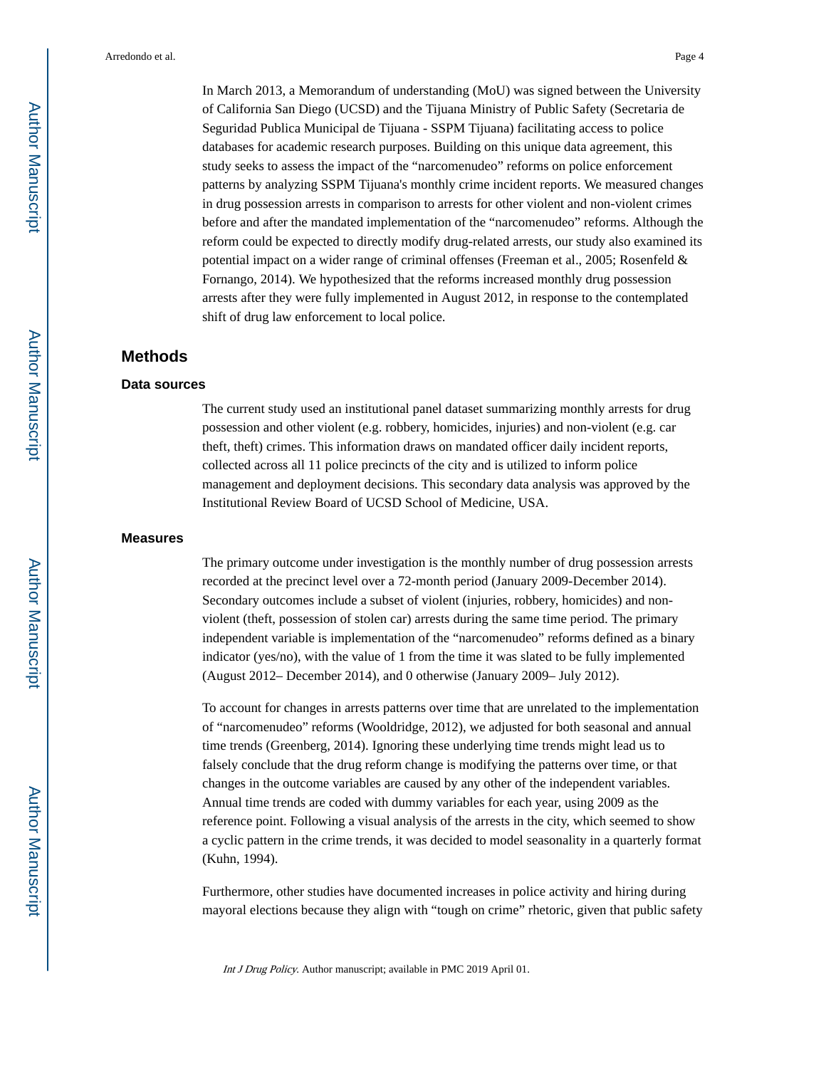In March 2013, a Memorandum of understanding (MoU) was signed between the University of California San Diego (UCSD) and the Tijuana Ministry of Public Safety (Secretaria de Seguridad Publica Municipal de Tijuana - SSPM Tijuana) facilitating access to police databases for academic research purposes. Building on this unique data agreement, this study seeks to assess the impact of the "narcomenudeo" reforms on police enforcement patterns by analyzing SSPM Tijuana's monthly crime incident reports. We measured changes in drug possession arrests in comparison to arrests for other violent and non-violent crimes before and after the mandated implementation of the "narcomenudeo" reforms. Although the reform could be expected to directly modify drug-related arrests, our study also examined its potential impact on a wider range of criminal offenses (Freeman et al., 2005; Rosenfeld & Fornango, 2014). We hypothesized that the reforms increased monthly drug possession arrests after they were fully implemented in August 2012, in response to the contemplated shift of drug law enforcement to local police.

## Methods

### Data sources

The current study used an institutional panel dataset summarizing monthly arrests for drug possession and other violent (e.g. robbery, homicides, injuries) and non-violent (e.g. car theft, theft) crimes. This information draws on mandated officer daily incident reports, collected across all 11 police precincts of the city and is utilized to inform police management and deployment decisions. This secondary data analysis was approved by the Institutional Review Board of UCSD School of Medicine, USA.

### Measures

The primary outcome under investigation is the monthly number of drug possession arrests recorded at the precinct level over a 72-month period (January 2009-December 2014). Secondary outcomes include a subset of violent (injuries, robbery, homicides) and non-violent (theft, possession of stolen car) arrests during the same time period. The primary independent variable is implementation of the "narcomenudeo" reforms defined as a binary indicator (yes/no), with the value of 1 from the time it was slated to be fully implemented (August 2012– December 2014), and 0 otherwise (January 2009– July 2012).

To account for changes in arrests patterns over time that are unrelated to the implementation of "narcomenudeo" reforms (Wooldridge, 2012), we adjusted for both seasonal and annual time trends (Greenberg, 2014). Ignoring these underlying time trends might lead us to falsely conclude that the drug reform change is modifying the patterns over time, or that changes in the outcome variables are caused by any other of the independent variables. Annual time trends are coded with dummy variables for each year, using 2009 as the reference point. Following a visual analysis of the arrests in the city, which seemed to show a cyclic pattern in the crime trends, it was decided to model seasonality in a quarterly format (Kuhn, 1994).

Furthermore, other studies have documented increases in police activity and hiring during mayoral elections because they align with "tough on crime" rhetoric, given that public safety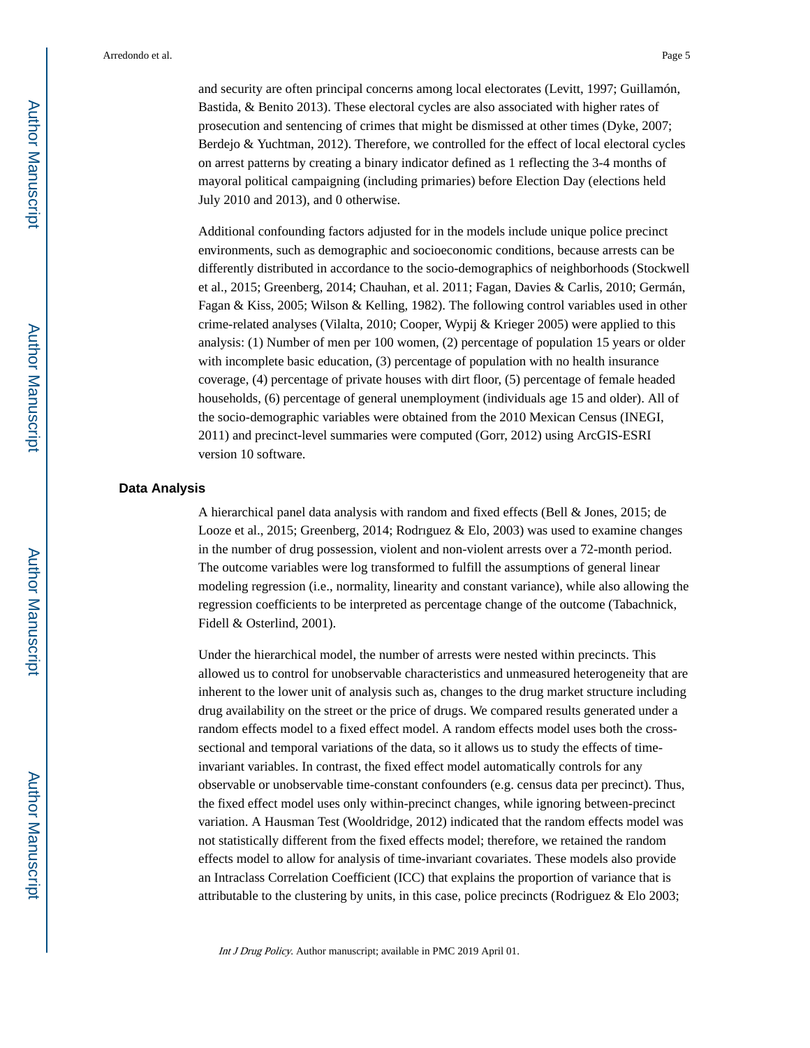and security are often principal concerns among local electorates (Levitt, 1997; Guillamón, Bastida, & Benito 2013). These electoral cycles are also associated with higher rates of prosecution and sentencing of crimes that might be dismissed at other times (Dyke, 2007; Berdejo & Yuchtman, 2012). Therefore, we controlled for the effect of local electoral cycles on arrest patterns by creating a binary indicator defined as 1 reflecting the 3-4 months of mayoral political campaigning (including primaries) before Election Day (elections held July 2010 and 2013), and 0 otherwise.

Additional confounding factors adjusted for in the models include unique police precinct environments, such as demographic and socioeconomic conditions, because arrests can be differently distributed in accordance to the socio-demographics of neighborhoods (Stockwell et al., 2015; Greenberg, 2014; Chauhan, et al. 2011; Fagan, Davies & Carlis, 2010; Germán, Fagan & Kiss, 2005; Wilson & Kelling, 1982). The following control variables used in other crime-related analyses (Vilalta, 2010; Cooper, Wypij & Krieger 2005) were applied to this analysis: (1) Number of men per 100 women, (2) percentage of population 15 years or older with incomplete basic education, (3) percentage of population with no health insurance coverage, (4) percentage of private houses with dirt floor, (5) percentage of female headed households, (6) percentage of general unemployment (individuals age 15 and older). All of the socio-demographic variables were obtained from the 2010 Mexican Census (INEGI, 2011) and precinct-level summaries were computed (Gorr, 2012) using ArcGIS-ESRI version 10 software.

## Data Analysis

A hierarchical panel data analysis with random and fixed effects (Bell & Jones, 2015; de Looze et al., 2015; Greenberg, 2014; Rodrıguez & Elo, 2003) was used to examine changes in the number of drug possession, violent and non-violent arrests over a 72-month period. The outcome variables were log transformed to fulfill the assumptions of general linear modeling regression (i.e., normality, linearity and constant variance), while also allowing the regression coefficients to be interpreted as percentage change of the outcome (Tabachnick, Fidell & Osterlind, 2001).

Under the hierarchical model, the number of arrests were nested within precincts. This allowed us to control for unobservable characteristics and unmeasured heterogeneity that are inherent to the lower unit of analysis such as, changes to the drug market structure including drug availability on the street or the price of drugs. We compared results generated under a random effects model to a fixed effect model. A random effects model uses both the cross-sectional and temporal variations of the data, so it allows us to study the effects of time-invariant variables. In contrast, the fixed effect model automatically controls for any observable or unobservable time-constant confounders (e.g. census data per precinct). Thus, the fixed effect model uses only within-precinct changes, while ignoring between-precinct variation. A Hausman Test (Wooldridge, 2012) indicated that the random effects model was not statistically different from the fixed effects model; therefore, we retained the random effects model to allow for analysis of time-invariant covariates. These models also provide an Intraclass Correlation Coefficient (ICC) that explains the proportion of variance that is attributable to the clustering by units, in this case, police precincts (Rodriguez & Elo 2003;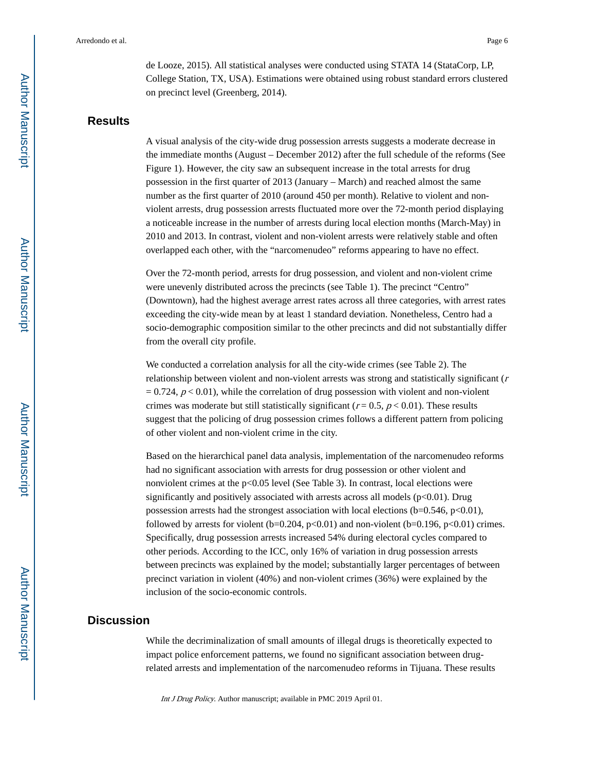de Looze, 2015). All statistical analyses were conducted using STATA 14 (StataCorp, LP, College Station, TX, USA). Estimations were obtained using robust standard errors clustered on precinct level (Greenberg, 2014).

## Results

A visual analysis of the city-wide drug possession arrests suggests a moderate decrease in the immediate months (August – December 2012) after the full schedule of the reforms (See Figure 1). However, the city saw an subsequent increase in the total arrests for drug possession in the first quarter of 2013 (January – March) and reached almost the same number as the first quarter of 2010 (around 450 per month). Relative to violent and non-violent arrests, drug possession arrests fluctuated more over the 72-month period displaying a noticeable increase in the number of arrests during local election months (March-May) in 2010 and 2013. In contrast, violent and non-violent arrests were relatively stable and often overlapped each other, with the "narcomenudeo" reforms appearing to have no effect.

Over the 72-month period, arrests for drug possession, and violent and non-violent crime were unevenly distributed across the precincts (see Table 1). The precinct "Centro" (Downtown), had the highest average arrest rates across all three categories, with arrest rates exceeding the city-wide mean by at least 1 standard deviation. Nonetheless, Centro had a socio-demographic composition similar to the other precincts and did not substantially differ from the overall city profile.

We conducted a correlation analysis for all the city-wide crimes (see Table 2). The relationship between violent and non-violent arrests was strong and statistically significant ($r = 0.724$, $p < 0.01$), while the correlation of drug possession with violent and non-violent crimes was moderate but still statistically significant ($r = 0.5$, $p < 0.01$). These results suggest that the policing of drug possession crimes follows a different pattern from policing of other violent and non-violent crime in the city.

Based on the hierarchical panel data analysis, implementation of the narcomenudeo reforms had no significant association with arrests for drug possession or other violent and nonviolent crimes at the $p<0.05$ level (See Table 3). In contrast, local elections were significantly and positively associated with arrests across all models ($p<0.01$). Drug possession arrests had the strongest association with local elections ($b=0.546$, $p<0.01$), followed by arrests for violent ($b=0.204$, $p<0.01$) and non-violent ($b=0.196$, $p<0.01$) crimes. Specifically, drug possession arrests increased 54% during electoral cycles compared to other periods. According to the ICC, only 16% of variation in drug possession arrests between precincts was explained by the model; substantially larger percentages of between precinct variation in violent (40%) and non-violent crimes (36%) were explained by the inclusion of the socio-economic controls.

## Discussion

While the decriminalization of small amounts of illegal drugs is theoretically expected to impact police enforcement patterns, we found no significant association between drug-related arrests and implementation of the narcomenudeo reforms in Tijuana. These results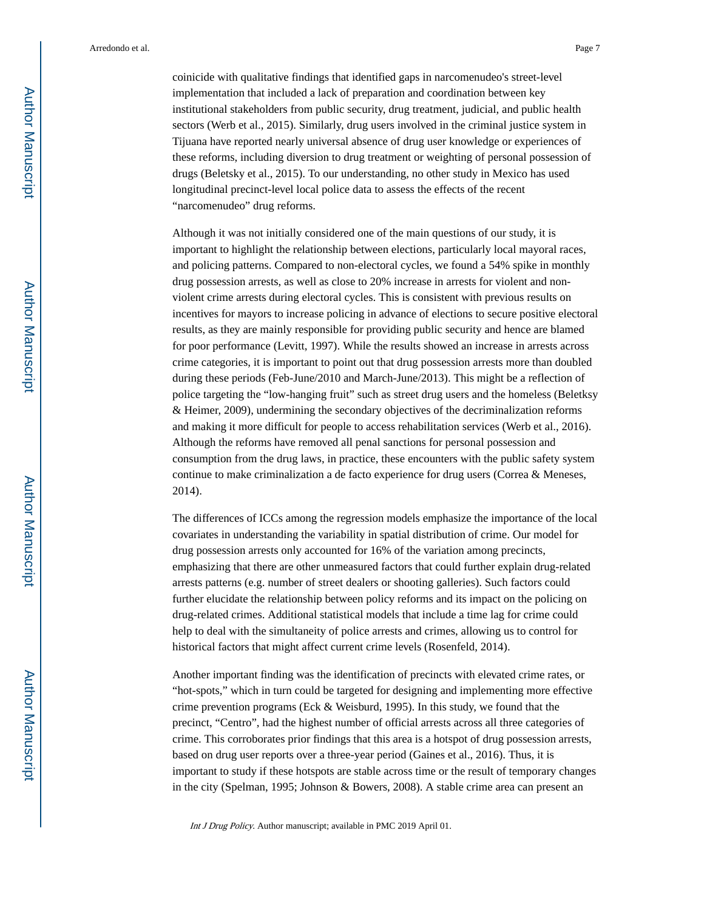coinicide with qualitative findings that identified gaps in narcomenudeo's street-level implementation that included a lack of preparation and coordination between key institutional stakeholders from public security, drug treatment, judicial, and public health sectors (Werb et al., 2015). Similarly, drug users involved in the criminal justice system in Tijuana have reported nearly universal absence of drug user knowledge or experiences of these reforms, including diversion to drug treatment or weighting of personal possession of drugs (Beletsky et al., 2015). To our understanding, no other study in Mexico has used longitudinal precinct-level local police data to assess the effects of the recent "narcomenudeo" drug reforms.

Although it was not initially considered one of the main questions of our study, it is important to highlight the relationship between elections, particularly local mayoral races, and policing patterns. Compared to non-electoral cycles, we found a 54% spike in monthly drug possession arrests, as well as close to 20% increase in arrests for violent and non-violent crime arrests during electoral cycles. This is consistent with previous results on incentives for mayors to increase policing in advance of elections to secure positive electoral results, as they are mainly responsible for providing public security and hence are blamed for poor performance (Levitt, 1997). While the results showed an increase in arrests across crime categories, it is important to point out that drug possession arrests more than doubled during these periods (Feb-June/2010 and March-June/2013). This might be a reflection of police targeting the "low-hanging fruit" such as street drug users and the homeless (Beletksy & Heimer, 2009), undermining the secondary objectives of the decriminalization reforms and making it more difficult for people to access rehabilitation services (Werb et al., 2016). Although the reforms have removed all penal sanctions for personal possession and consumption from the drug laws, in practice, these encounters with the public safety system continue to make criminalization a de facto experience for drug users (Correa & Meneses, 2014).

The differences of ICCs among the regression models emphasize the importance of the local covariates in understanding the variability in spatial distribution of crime. Our model for drug possession arrests only accounted for 16% of the variation among precincts, emphasizing that there are other unmeasured factors that could further explain drug-related arrests patterns (e.g. number of street dealers or shooting galleries). Such factors could further elucidate the relationship between policy reforms and its impact on the policing on drug-related crimes. Additional statistical models that include a time lag for crime could help to deal with the simultaneity of police arrests and crimes, allowing us to control for historical factors that might affect current crime levels (Rosenfeld, 2014).

Another important finding was the identification of precincts with elevated crime rates, or "hot-spots," which in turn could be targeted for designing and implementing more effective crime prevention programs (Eck & Weisburd, 1995). In this study, we found that the precinct, "Centro", had the highest number of official arrests across all three categories of crime. This corroborates prior findings that this area is a hotspot of drug possession arrests, based on drug user reports over a three-year period (Gaines et al., 2016). Thus, it is important to study if these hotspots are stable across time or the result of temporary changes in the city (Spelman, 1995; Johnson & Bowers, 2008). A stable crime area can present an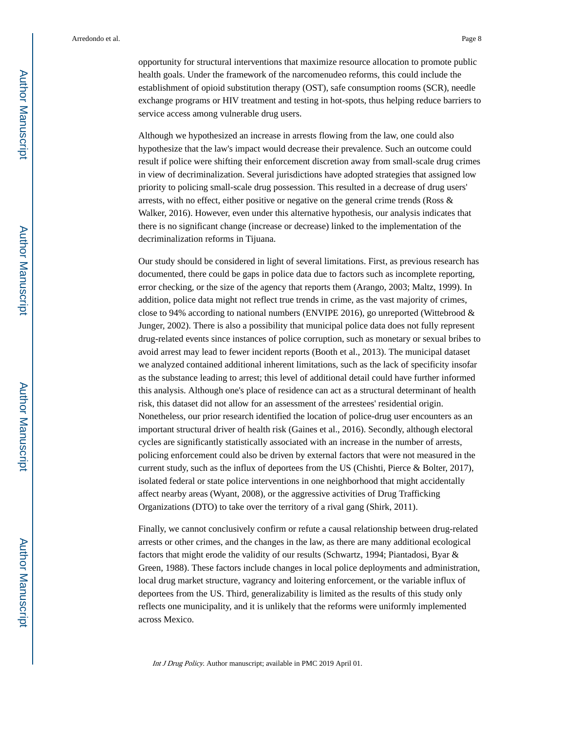opportunity for structural interventions that maximize resource allocation to promote public health goals. Under the framework of the narcomenudeo reforms, this could include the establishment of opioid substitution therapy (OST), safe consumption rooms (SCR), needle exchange programs or HIV treatment and testing in hot-spots, thus helping reduce barriers to service access among vulnerable drug users.

Although we hypothesized an increase in arrests flowing from the law, one could also hypothesize that the law's impact would decrease their prevalence. Such an outcome could result if police were shifting their enforcement discretion away from small-scale drug crimes in view of decriminalization. Several jurisdictions have adopted strategies that assigned low priority to policing small-scale drug possession. This resulted in a decrease of drug users' arrests, with no effect, either positive or negative on the general crime trends (Ross & Walker, 2016). However, even under this alternative hypothesis, our analysis indicates that there is no significant change (increase or decrease) linked to the implementation of the decriminalization reforms in Tijuana.

Our study should be considered in light of several limitations. First, as previous research has documented, there could be gaps in police data due to factors such as incomplete reporting, error checking, or the size of the agency that reports them (Arango, 2003; Maltz, 1999). In addition, police data might not reflect true trends in crime, as the vast majority of crimes, close to 94% according to national numbers (ENVIPE 2016), go unreported (Wittebrood & Junger, 2002). There is also a possibility that municipal police data does not fully represent drug-related events since instances of police corruption, such as monetary or sexual bribes to avoid arrest may lead to fewer incident reports (Booth et al., 2013). The municipal dataset we analyzed contained additional inherent limitations, such as the lack of specificity insofar as the substance leading to arrest; this level of additional detail could have further informed this analysis. Although one's place of residence can act as a structural determinant of health risk, this dataset did not allow for an assessment of the arrestees' residential origin. Nonetheless, our prior research identified the location of police-drug user encounters as an important structural driver of health risk (Gaines et al., 2016). Secondly, although electoral cycles are significantly statistically associated with an increase in the number of arrests, policing enforcement could also be driven by external factors that were not measured in the current study, such as the influx of deportees from the US (Chishti, Pierce & Bolter, 2017), isolated federal or state police interventions in one neighborhood that might accidentally affect nearby areas (Wyant, 2008), or the aggressive activities of Drug Trafficking Organizations (DTO) to take over the territory of a rival gang (Shirk, 2011).

Finally, we cannot conclusively confirm or refute a causal relationship between drug-related arrests or other crimes, and the changes in the law, as there are many additional ecological factors that might erode the validity of our results (Schwartz, 1994; Piantadosi, Byar & Green, 1988). These factors include changes in local police deployments and administration, local drug market structure, vagrancy and loitering enforcement, or the variable influx of deportees from the US. Third, generalizability is limited as the results of this study only reflects one municipality, and it is unlikely that the reforms were uniformly implemented across Mexico.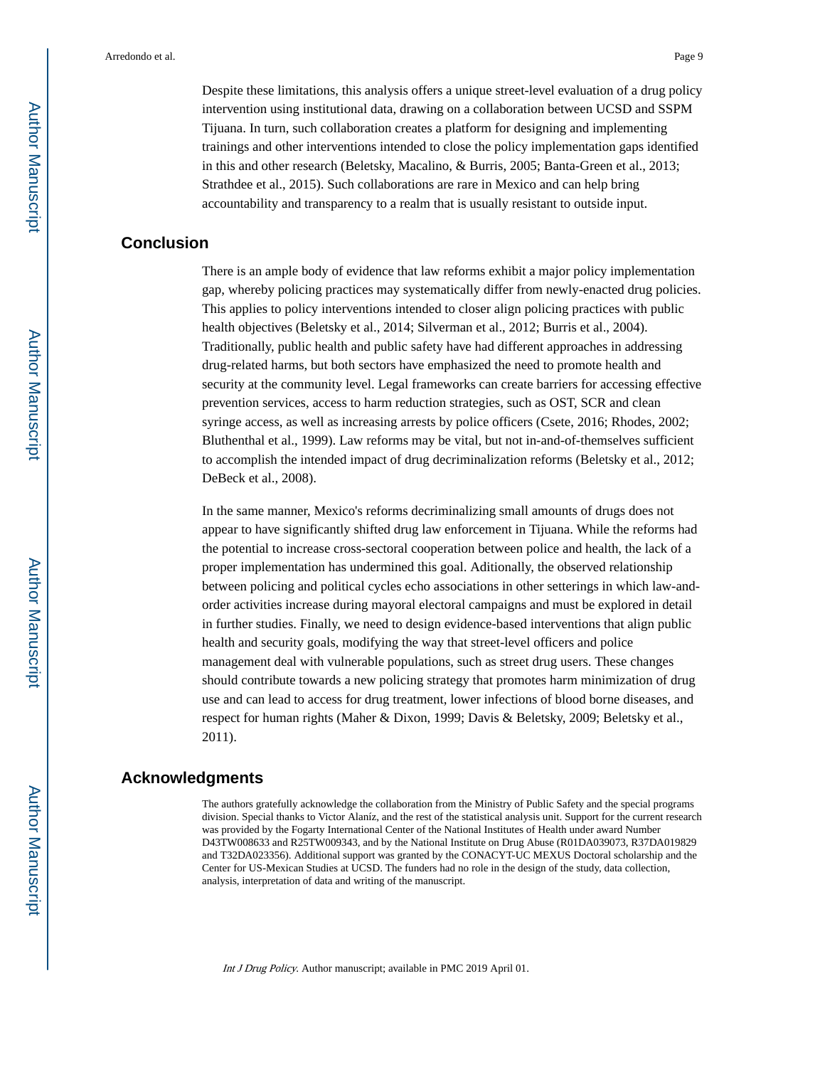Despite these limitations, this analysis offers a unique street-level evaluation of a drug policy intervention using institutional data, drawing on a collaboration between UCSD and SSPM Tijuana. In turn, such collaboration creates a platform for designing and implementing trainings and other interventions intended to close the policy implementation gaps identified in this and other research (Beletsky, Macalino, & Burris, 2005; Banta-Green et al., 2013; Strathdee et al., 2015). Such collaborations are rare in Mexico and can help bring accountability and transparency to a realm that is usually resistant to outside input.

## Conclusion

There is an ample body of evidence that law reforms exhibit a major policy implementation gap, whereby policing practices may systematically differ from newly-enacted drug policies. This applies to policy interventions intended to closer align policing practices with public health objectives (Beletsky et al., 2014; Silverman et al., 2012; Burris et al., 2004). Traditionally, public health and public safety have had different approaches in addressing drug-related harms, but both sectors have emphasized the need to promote health and security at the community level. Legal frameworks can create barriers for accessing effective prevention services, access to harm reduction strategies, such as OST, SCR and clean syringe access, as well as increasing arrests by police officers (Csete, 2016; Rhodes, 2002; Bluthenthal et al., 1999). Law reforms may be vital, but not in-and-of-themselves sufficient to accomplish the intended impact of drug decriminalization reforms (Beletsky et al., 2012; DeBeck et al., 2008).

In the same manner, Mexico's reforms decriminalizing small amounts of drugs does not appear to have significantly shifted drug law enforcement in Tijuana. While the reforms had the potential to increase cross-sectoral cooperation between police and health, the lack of a proper implementation has undermined this goal. Aditionally, the observed relationship between policing and political cycles echo associations in other setterings in which law-and-order activities increase during mayoral electoral campaigns and must be explored in detail in further studies. Finally, we need to design evidence-based interventions that align public health and security goals, modifying the way that street-level officers and police management deal with vulnerable populations, such as street drug users. These changes should contribute towards a new policing strategy that promotes harm minimization of drug use and can lead to access for drug treatment, lower infections of blood borne diseases, and respect for human rights (Maher & Dixon, 1999; Davis & Beletsky, 2009; Beletsky et al., 2011).

## Acknowledgments

The authors gratefully acknowledge the collaboration from the Ministry of Public Safety and the special programs division. Special thanks to Victor Alaníz, and the rest of the statistical analysis unit. Support for the current research was provided by the Fogarty International Center of the National Institutes of Health under award Number D43TW008633 and R25TW009343, and by the National Institute on Drug Abuse (R01DA039073, R37DA019829 and T32DA023356). Additional support was granted by the CONACYT-UC MEXUS Doctoral scholarship and the Center for US-Mexican Studies at UCSD. The funders had no role in the design of the study, data collection, analysis, interpretation of data and writing of the manuscript.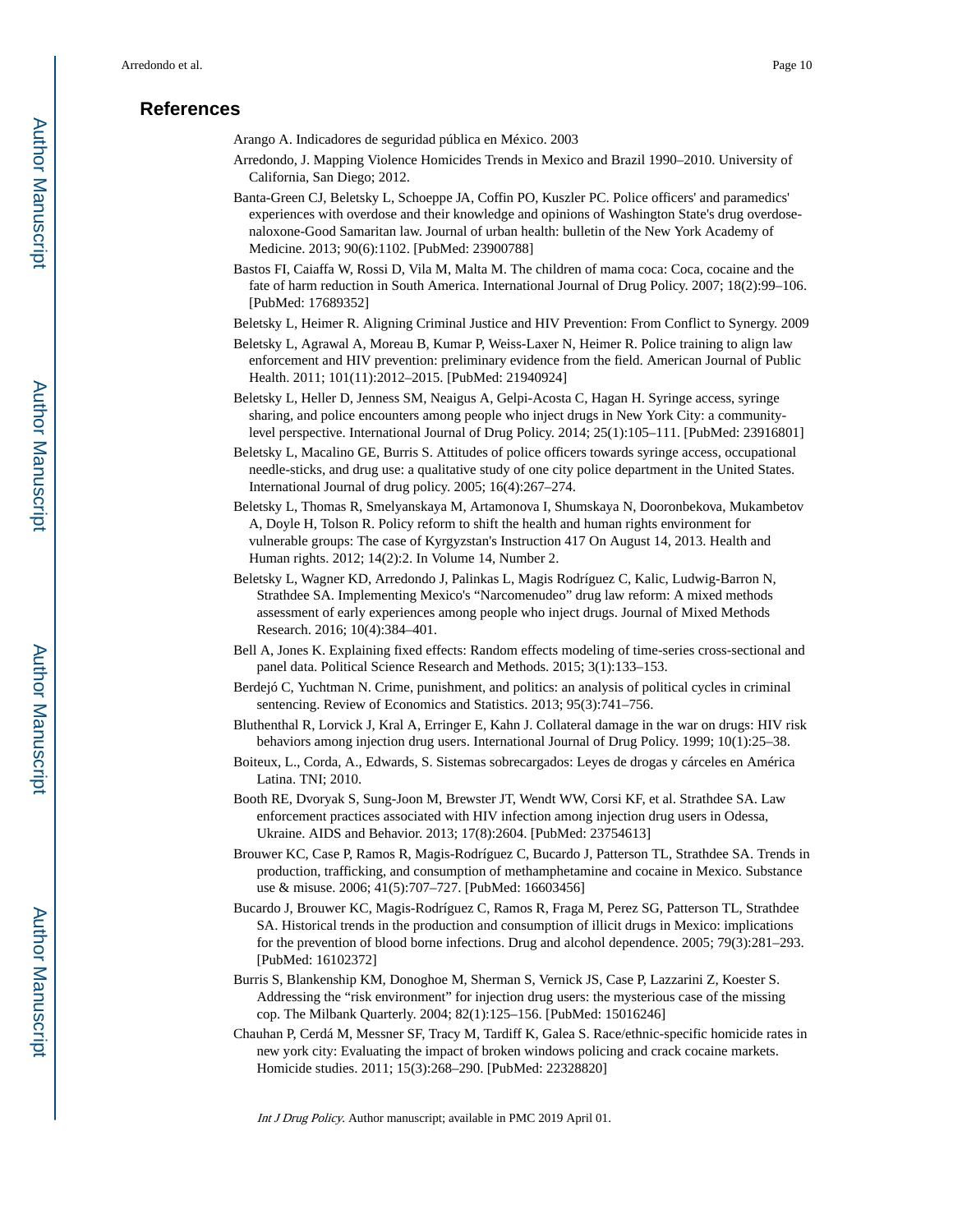## References

Arango A. Indicadores de seguridad pública en México. 2003

Arredondo, J. Mapping Violence Homicides Trends in Mexico and Brazil 1990–2010. University of California, San Diego; 2012.

Banta-Green CJ, Beletsky L, Schoeppe JA, Coffin PO, Kuszler PC. Police officers' and paramedics' experiences with overdose and their knowledge and opinions of Washington State's drug overdose-naloxone-Good Samaritan law. Journal of urban health: bulletin of the New York Academy of Medicine. 2013; 90(6):1102. [PubMed: 23900788]

Bastos FI, Caiaffa W, Rossi D, Vila M, Malta M. The children of mama coca: Coca, cocaine and the fate of harm reduction in South America. International Journal of Drug Policy. 2007; 18(2):99–106. [PubMed: 17689352]

Beletsky L, Heimer R. Aligning Criminal Justice and HIV Prevention: From Conflict to Synergy. 2009

Beletsky L, Agrawal A, Moreau B, Kumar P, Weiss-Laxer N, Heimer R. Police training to align law enforcement and HIV prevention: preliminary evidence from the field. American Journal of Public Health. 2011; 101(11):2012–2015. [PubMed: 21940924]

Beletsky L, Heller D, Jenness SM, Neaigus A, Gelpi-Acosta C, Hagan H. Syringe access, syringe sharing, and police encounters among people who inject drugs in New York City: a community-level perspective. International Journal of Drug Policy. 2014; 25(1):105–111. [PubMed: 23916801]

Beletsky L, Macalino GE, Burris S. Attitudes of police officers towards syringe access, occupational needle-sticks, and drug use: a qualitative study of one city police department in the United States. International Journal of drug policy. 2005; 16(4):267–274.

Beletsky L, Thomas R, Smelyanskaya M, Artamonova I, Shumskaya N, Dooronbekova, Mukambetov A, Doyle H, Tolson R. Policy reform to shift the health and human rights environment for vulnerable groups: The case of Kyrgyzstan's Instruction 417 On August 14, 2013. Health and Human rights. 2012; 14(2):2. In Volume 14, Number 2.

Beletsky L, Wagner KD, Arredondo J, Palinkas L, Magis Rodríguez C, Kalic, Ludwig-Barron N, Strathdee SA. Implementing Mexico's "Narcomenudeo" drug law reform: A mixed methods assessment of early experiences among people who inject drugs. Journal of Mixed Methods Research. 2016; 10(4):384–401.

Bell A, Jones K. Explaining fixed effects: Random effects modeling of time-series cross-sectional and panel data. Political Science Research and Methods. 2015; 3(1):133–153.

Berdejó C, Yuchtman N. Crime, punishment, and politics: an analysis of political cycles in criminal sentencing. Review of Economics and Statistics. 2013; 95(3):741–756.

Bluthenthal R, Lorvick J, Kral A, Erringer E, Kahn J. Collateral damage in the war on drugs: HIV risk behaviors among injection drug users. International Journal of Drug Policy. 1999; 10(1):25–38.

Boiteux, L., Corda, A., Edwards, S. Sistemas sobrecargados: Leyes de drogas y cárceles en América Latina. TNI; 2010.

Booth RE, Dvoryak S, Sung-Joon M, Brewster JT, Wendt WW, Corsi KF, et al. Strathdee SA. Law enforcement practices associated with HIV infection among injection drug users in Odessa, Ukraine. AIDS and Behavior. 2013; 17(8):2604. [PubMed: 23754613]

Brouwer KC, Case P, Ramos R, Magis-Rodríguez C, Bucardo J, Patterson TL, Strathdee SA. Trends in production, trafficking, and consumption of methamphetamine and cocaine in Mexico. Substance use & misuse. 2006; 41(5):707–727. [PubMed: 16603456]

Bucardo J, Brouwer KC, Magis-Rodríguez C, Ramos R, Fraga M, Perez SG, Patterson TL, Strathdee SA. Historical trends in the production and consumption of illicit drugs in Mexico: implications for the prevention of blood borne infections. Drug and alcohol dependence. 2005; 79(3):281–293. [PubMed: 16102372]

Burris S, Blankenship KM, Donoghoe M, Sherman S, Vernick JS, Case P, Lazzarini Z, Koester S. Addressing the "risk environment" for injection drug users: the mysterious case of the missing cop. The Milbank Quarterly. 2004; 82(1):125–156. [PubMed: 15016246]

Chauhan P, Cerdá M, Messner SF, Tracy M, Tardiff K, Galea S. Race/ethnic-specific homicide rates in new york city: Evaluating the impact of broken windows policing and crack cocaine markets. Homicide studies. 2011; 15(3):268–290. [PubMed: 22328820]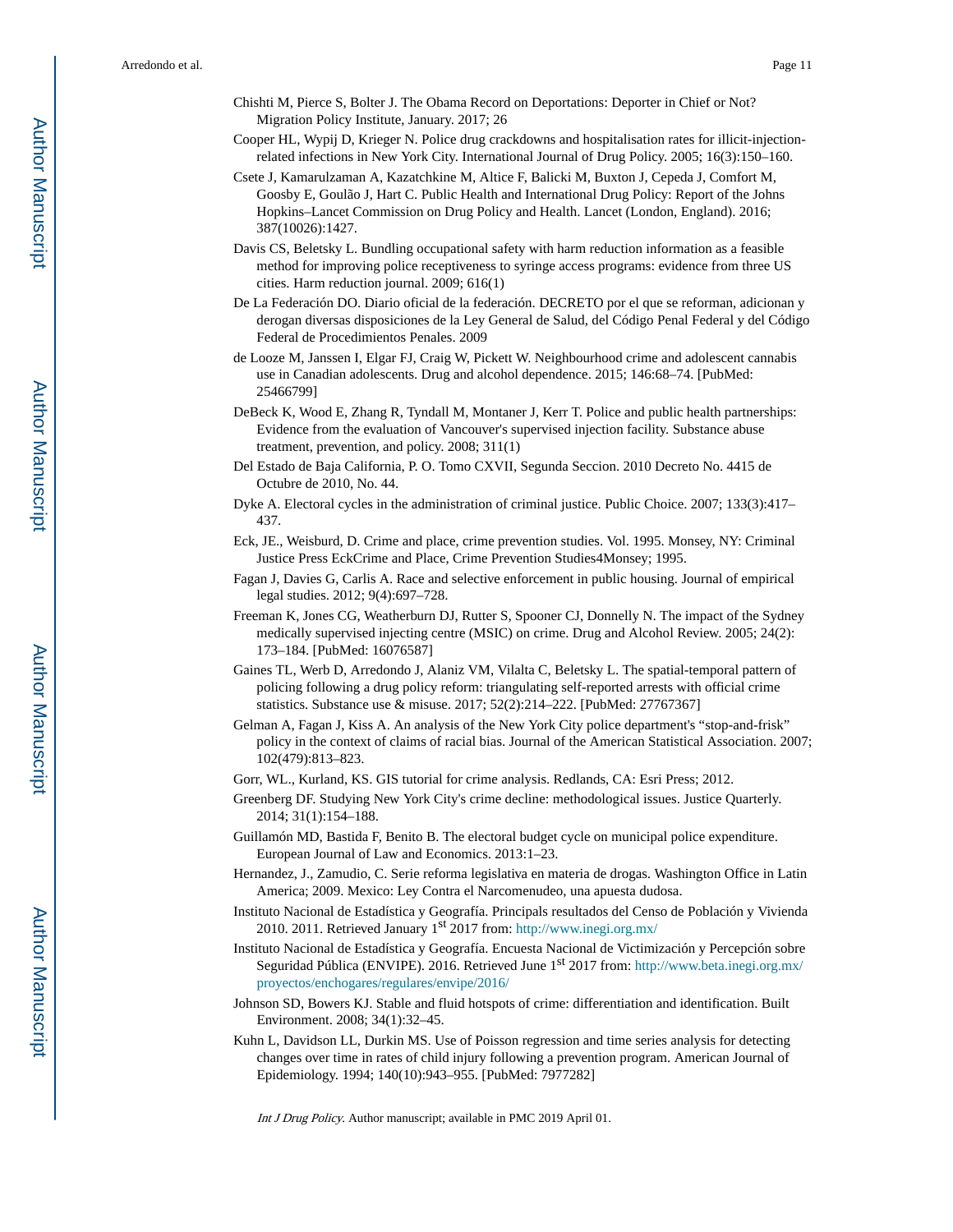Chishti M, Pierce S, Bolter J. The Obama Record on Deportations: Deporter in Chief or Not? Migration Policy Institute, January. 2017; 26

Cooper HL, Wypij D, Krieger N. Police drug crackdowns and hospitalisation rates for illicit-injection-related infections in New York City. International Journal of Drug Policy. 2005; 16(3):150–160.

Csete J, Kamarulzaman A, Kazatchkine M, Altice F, Balicki M, Buxton J, Cepeda J, Comfort M, Goosby E, Goulão J, Hart C. Public Health and International Drug Policy: Report of the Johns Hopkins–Lancet Commission on Drug Policy and Health. Lancet (London, England). 2016; 387(10026):1427.

Davis CS, Beletsky L. Bundling occupational safety with harm reduction information as a feasible method for improving police receptiveness to syringe access programs: evidence from three US cities. Harm reduction journal. 2009; 616(1)

De La Federación DO. Diario oficial de la federación. DECRETO por el que se reforman, adicionan y derogan diversas disposiciones de la Ley General de Salud, del Código Penal Federal y del Código Federal de Procedimientos Penales. 2009

de Looze M, Janssen I, Elgar FJ, Craig W, Pickett W. Neighbourhood crime and adolescent cannabis use in Canadian adolescents. Drug and alcohol dependence. 2015; 146:68–74. [PubMed: 25466799]

DeBeck K, Wood E, Zhang R, Tyndall M, Montaner J, Kerr T. Police and public health partnerships: Evidence from the evaluation of Vancouver's supervised injection facility. Substance abuse treatment, prevention, and policy. 2008; 311(1)

Del Estado de Baja California, P. O. Tomo CXVII, Segunda Seccion. 2010 Decreto No. 4415 de Octubre de 2010, No. 44.

Dyke A. Electoral cycles in the administration of criminal justice. Public Choice. 2007; 133(3):417–437.

Eck, JE., Weisburd, D. Crime and place, crime prevention studies. Vol. 1995. Monsey, NY: Criminal Justice Press EckCrime and Place, Crime Prevention Studies4Monsey; 1995.

Fagan J, Davies G, Carlis A. Race and selective enforcement in public housing. Journal of empirical legal studies. 2012; 9(4):697–728.

Freeman K, Jones CG, Weatherburn DJ, Rutter S, Spooner CJ, Donnelly N. The impact of the Sydney medically supervised injecting centre (MSIC) on crime. Drug and Alcohol Review. 2005; 24(2): 173–184. [PubMed: 16076587]

Gaines TL, Werb D, Arredondo J, Alaniz VM, Vilalta C, Beletsky L. The spatial-temporal pattern of policing following a drug policy reform: triangulating self-reported arrests with official crime statistics. Substance use & misuse. 2017; 52(2):214–222. [PubMed: 27767367]

Gelman A, Fagan J, Kiss A. An analysis of the New York City police department's "stop-and-frisk" policy in the context of claims of racial bias. Journal of the American Statistical Association. 2007; 102(479):813–823.

Gorr, WL., Kurland, KS. GIS tutorial for crime analysis. Redlands, CA: Esri Press; 2012.

Greenberg DF. Studying New York City's crime decline: methodological issues. Justice Quarterly. 2014; 31(1):154–188.

Guillamón MD, Bastida F, Benito B. The electoral budget cycle on municipal police expenditure. European Journal of Law and Economics. 2013:1–23.

Hernandez, J., Zamudio, C. Serie reforma legislativa en materia de drogas. Washington Office in Latin America; 2009. Mexico: Ley Contra el Narcomenudeo, una apuesta dudosa.

Instituto Nacional de Estadística y Geografía. Principals resultados del Censo de Población y Vivienda 2010. 2011. Retrieved January 1st 2017 from: http://www.inegi.org.mx/

Instituto Nacional de Estadística y Geografía. Encuesta Nacional de Victimización y Percepción sobre Seguridad Pública (ENVIPE). 2016. Retrieved June 1st 2017 from: http://www.beta.inegi.org.mx/proyectos/enchogares/regulares/envipe/2016/

Johnson SD, Bowers KJ. Stable and fluid hotspots of crime: differentiation and identification. Built Environment. 2008; 34(1):32–45.

Kuhn L, Davidson LL, Durkin MS. Use of Poisson regression and time series analysis for detecting changes over time in rates of child injury following a prevention program. American Journal of Epidemiology. 1994; 140(10):943–955. [PubMed: 7977282]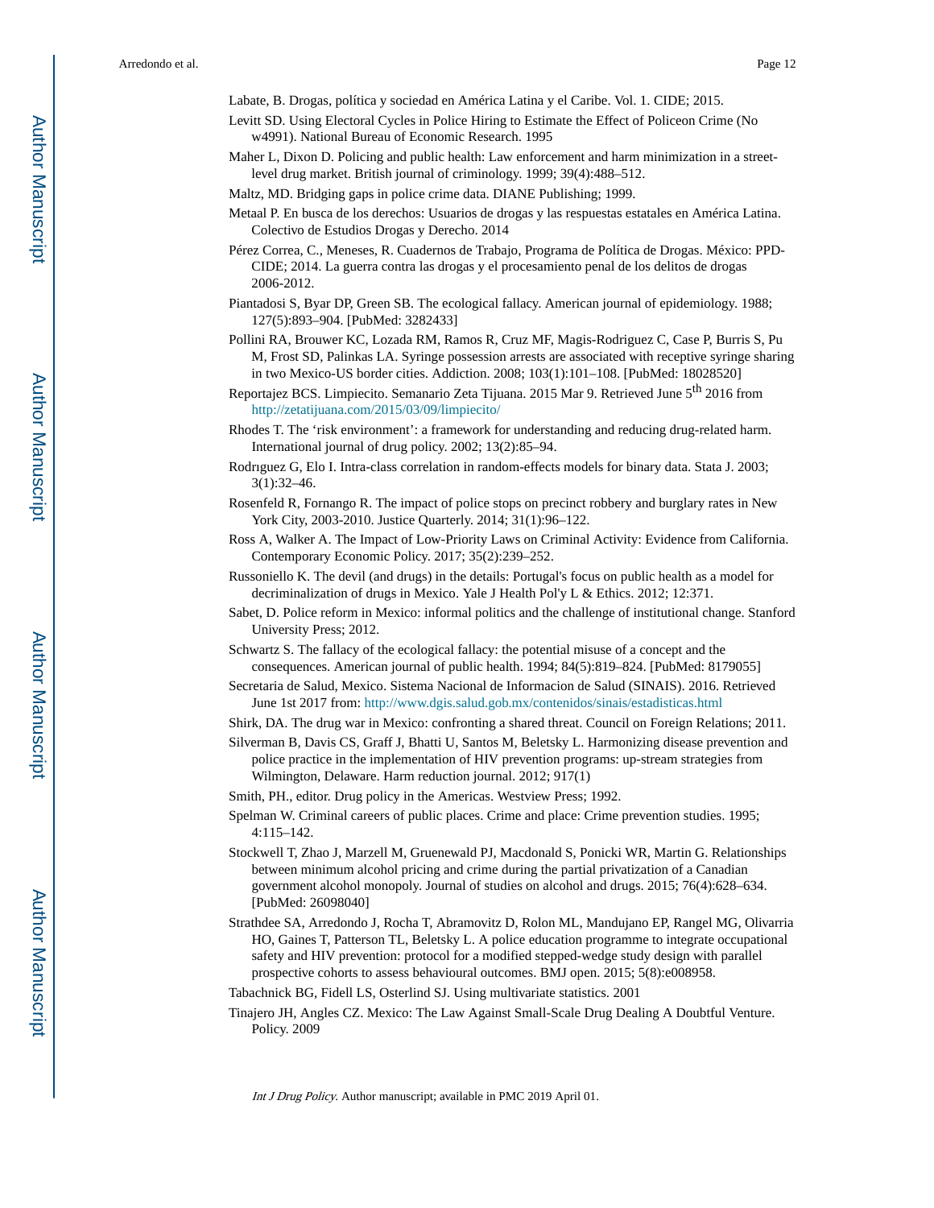Labate, B. Drogas, política y sociedad en América Latina y el Caribe. Vol. 1. CIDE; 2015.

Levitt SD. Using Electoral Cycles in Police Hiring to Estimate the Effect of Policeon Crime (No w4991). National Bureau of Economic Research. 1995

Maher L, Dixon D. Policing and public health: Law enforcement and harm minimization in a street-level drug market. British journal of criminology. 1999; 39(4):488–512.

Maltz, MD. Bridging gaps in police crime data. DIANE Publishing; 1999.

Metaal P. En busca de los derechos: Usuarios de drogas y las respuestas estatales en América Latina. Colectivo de Estudios Drogas y Derecho. 2014

Pérez Correa, C., Meneses, R. Cuadernos de Trabajo, Programa de Política de Drogas. México: PPD-CIDE; 2014. La guerra contra las drogas y el procesamiento penal de los delitos de drogas 2006-2012.

Piantadosi S, Byar DP, Green SB. The ecological fallacy. American journal of epidemiology. 1988; 127(5):893–904. [PubMed: 3282433]

Pollini RA, Brouwer KC, Lozada RM, Ramos R, Cruz MF, Magis-Rodriguez C, Case P, Burris S, Pu M, Frost SD, Palinkas LA. Syringe possession arrests are associated with receptive syringe sharing in two Mexico-US border cities. Addiction. 2008; 103(1):101–108. [PubMed: 18028520]

Reportajez BCS. Limpiecito. Semanario Zeta Tijuana. 2015 Mar 9. Retrieved June 5th 2016 from http://zetatijuana.com/2015/03/09/limpiecito/

Rhodes T. The 'risk environment': a framework for understanding and reducing drug-related harm. International journal of drug policy. 2002; 13(2):85–94.

Rodrıguez G, Elo I. Intra-class correlation in random-effects models for binary data. Stata J. 2003; 3(1):32–46.

Rosenfeld R, Fornango R. The impact of police stops on precinct robbery and burglary rates in New York City, 2003-2010. Justice Quarterly. 2014; 31(1):96–122.

Ross A, Walker A. The Impact of Low-Priority Laws on Criminal Activity: Evidence from California. Contemporary Economic Policy. 2017; 35(2):239–252.

Russoniello K. The devil (and drugs) in the details: Portugal's focus on public health as a model for decriminalization of drugs in Mexico. Yale J Health Pol'y L & Ethics. 2012; 12:371.

Sabet, D. Police reform in Mexico: informal politics and the challenge of institutional change. Stanford University Press; 2012.

Schwartz S. The fallacy of the ecological fallacy: the potential misuse of a concept and the consequences. American journal of public health. 1994; 84(5):819–824. [PubMed: 8179055]

Secretaria de Salud, Mexico. Sistema Nacional de Informacion de Salud (SINAIS). 2016. Retrieved June 1st 2017 from: http://www.dgis.salud.gob.mx/contenidos/sinais/estadisticas.html

Shirk, DA. The drug war in Mexico: confronting a shared threat. Council on Foreign Relations; 2011.

Silverman B, Davis CS, Graff J, Bhatti U, Santos M, Beletsky L. Harmonizing disease prevention and police practice in the implementation of HIV prevention programs: up-stream strategies from Wilmington, Delaware. Harm reduction journal. 2012; 917(1)

Smith, PH., editor. Drug policy in the Americas. Westview Press; 1992.

Spelman W. Criminal careers of public places. Crime and place: Crime prevention studies. 1995; 4:115–142.

Stockwell T, Zhao J, Marzell M, Gruenewald PJ, Macdonald S, Ponicki WR, Martin G. Relationships between minimum alcohol pricing and crime during the partial privatization of a Canadian government alcohol monopoly. Journal of studies on alcohol and drugs. 2015; 76(4):628–634. [PubMed: 26098040]

Strathdee SA, Arredondo J, Rocha T, Abramovitz D, Rolon ML, Mandujano EP, Rangel MG, Olivarria HO, Gaines T, Patterson TL, Beletsky L. A police education programme to integrate occupational safety and HIV prevention: protocol for a modified stepped-wedge study design with parallel prospective cohorts to assess behavioural outcomes. BMJ open. 2015; 5(8):e008958.

Tabachnick BG, Fidell LS, Osterlind SJ. Using multivariate statistics. 2001

Tinajero JH, Angles CZ. Mexico: The Law Against Small-Scale Drug Dealing A Doubtful Venture. Policy. 2009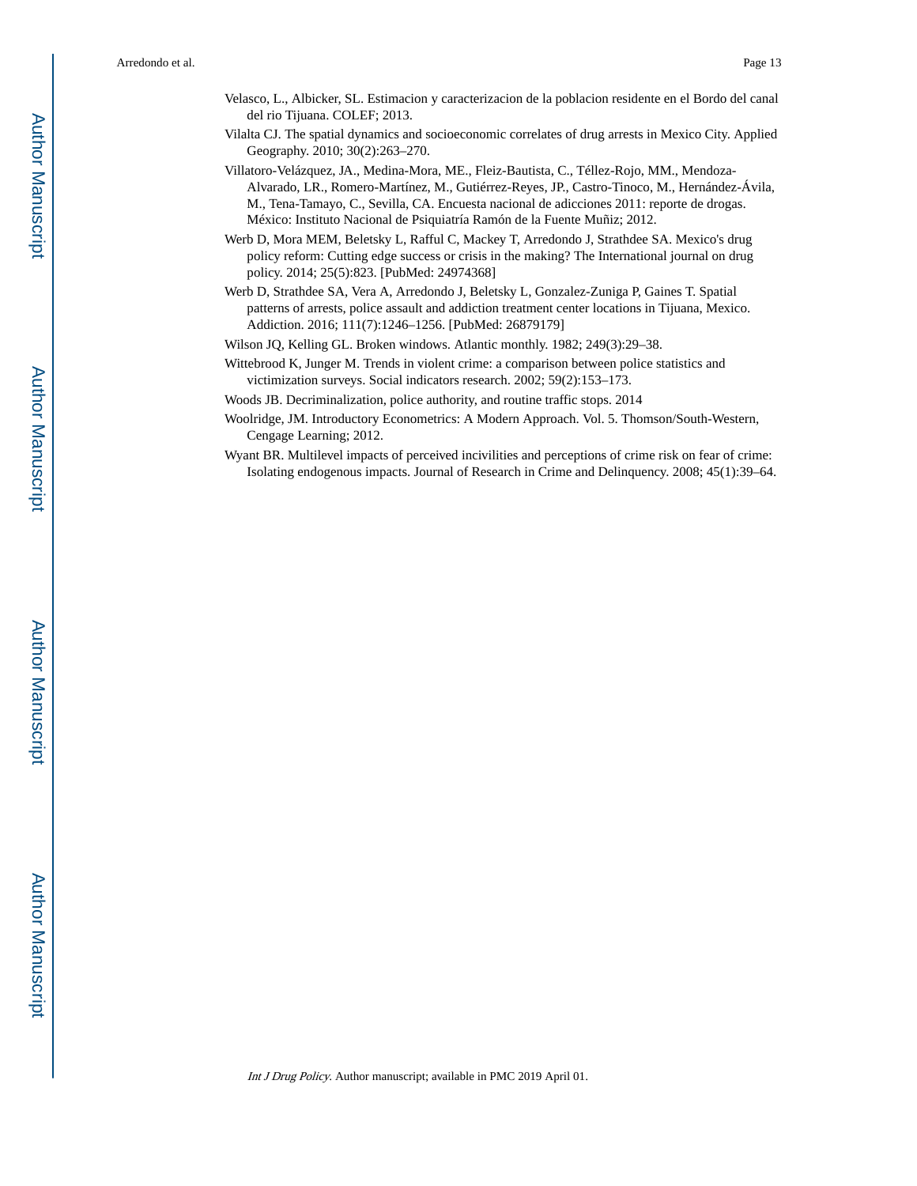Velasco, L., Albicker, SL. Estimacion y caracterizacion de la poblacion residente en el Bordo del canal del rio Tijuana. COLEF; 2013.

Vilalta CJ. The spatial dynamics and socioeconomic correlates of drug arrests in Mexico City. Applied Geography. 2010; 30(2):263–270.

Villatoro-Velázquez, JA., Medina-Mora, ME., Fleiz-Bautista, C., Téllez-Rojo, MM., Mendoza-Alvarado, LR., Romero-Martínez, M., Gutiérrez-Reyes, JP., Castro-Tinoco, M., Hernández-Ávila, M., Tena-Tamayo, C., Sevilla, CA. Encuesta nacional de adicciones 2011: reporte de drogas. México: Instituto Nacional de Psiquiatría Ramón de la Fuente Muñiz; 2012.

Werb D, Mora MEM, Beletsky L, Rafful C, Mackey T, Arredondo J, Strathdee SA. Mexico's drug policy reform: Cutting edge success or crisis in the making? The International journal on drug policy. 2014; 25(5):823. [PubMed: 24974368]

Werb D, Strathdee SA, Vera A, Arredondo J, Beletsky L, Gonzalez-Zuniga P, Gaines T. Spatial patterns of arrests, police assault and addiction treatment center locations in Tijuana, Mexico. Addiction. 2016; 111(7):1246–1256. [PubMed: 26879179]

Wilson JQ, Kelling GL. Broken windows. Atlantic monthly. 1982; 249(3):29–38.

Wittebrood K, Junger M. Trends in violent crime: a comparison between police statistics and victimization surveys. Social indicators research. 2002; 59(2):153–173.

Woods JB. Decriminalization, police authority, and routine traffic stops. 2014

Woolridge, JM. Introductory Econometrics: A Modern Approach. Vol. 5. Thomson/South-Western, Cengage Learning; 2012.

Wyant BR. Multilevel impacts of perceived incivilities and perceptions of crime risk on fear of crime: Isolating endogenous impacts. Journal of Research in Crime and Delinquency. 2008; 45(1):39–64.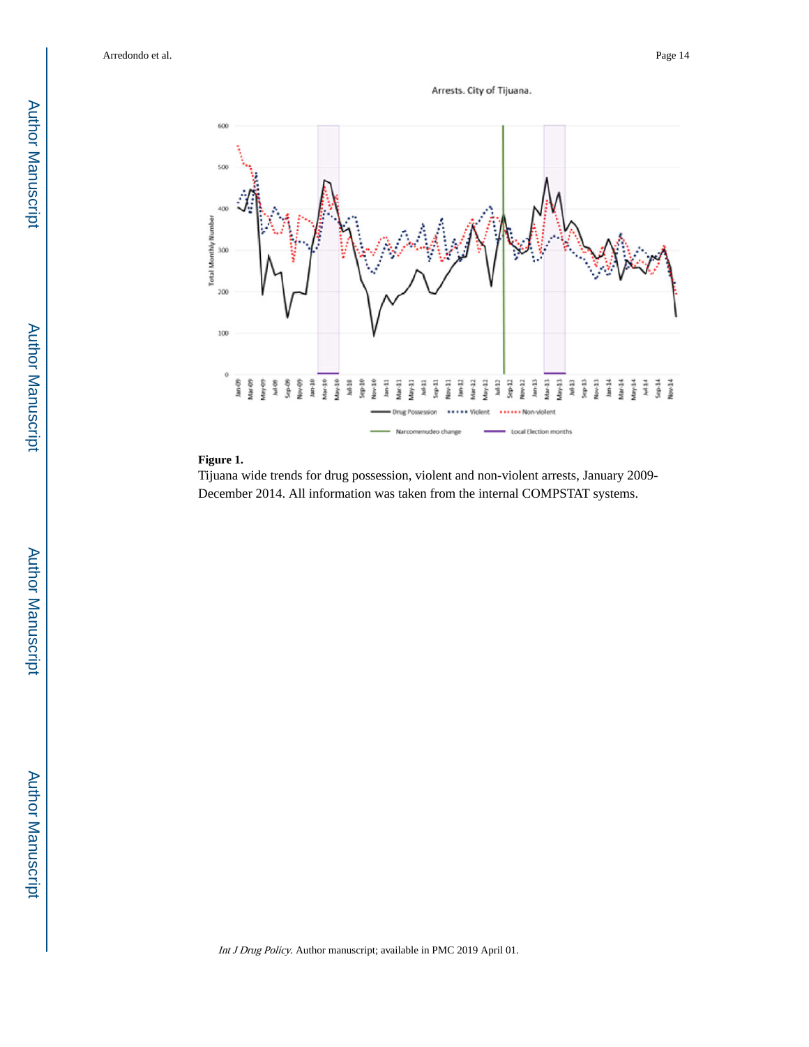**Figure 1.**

Tijuana wide trends for drug possession, violent and non-violent arrests, January 2009-December 2014. All information was taken from the internal COMPSTAT systems.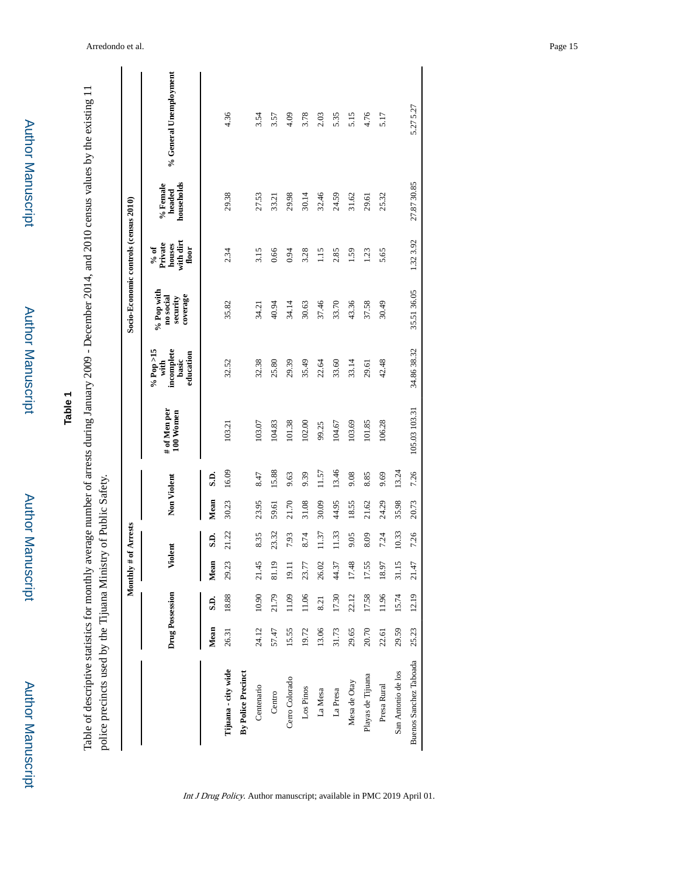## Table 1

Table of descriptive statistics for monthly average number of arrests during January 2009 - December 2014, and 2010 census values by the existing 11 police precincts used by the Tijuana Ministry of Public Safety.

| | Monthly # of Arrests | | | | | | Socio-Economic controls (census 2010) | | | | | |
|---|---|---|---|---|---|---|---|---|---|---|---|---|
| | Drug Possession | | Violent | | Non Violent | | # of Men per 100 Women | % Pop >15 with incomplete basic education | % Pop with no social security coverage | % of Private houses with dirt floor | % Female headed households | % General Unemployment |
| | Mean | S.D. | Mean | S.D. | Mean | S.D. | | | | | | |
| **Tijuana - city wide** | 26.31 | 18.88 | 29.23 | 21.22 | 30.23 | 16.09 | 103.21 | 32.52 | 35.82 | 2.34 | 29.38 | 4.36 |
| **By Police Precinct** | | | | | | | | | | | | |
| Centenario | 24.12 | 10.90 | 21.45 | 8.35 | 23.95 | 8.47 | 103.07 | 32.38 | 34.21 | 3.15 | 27.53 | 3.54 |
| Centro | 57.47 | 21.79 | 81.19 | 23.32 | 59.61 | 15.88 | 104.83 | 25.80 | 40.94 | 0.66 | 33.21 | 3.57 |
| Cerro Colorado | 15.55 | 11.09 | 19.11 | 7.93 | 21.70 | 9.63 | 101.38 | 29.39 | 34.14 | 0.94 | 29.98 | 4.09 |
| Los Pinos | 19.72 | 11.06 | 23.77 | 8.74 | 31.08 | 9.39 | 102.00 | 35.49 | 30.63 | 3.28 | 30.14 | 3.78 |
| La Mesa | 13.06 | 8.21 | 26.02 | 11.37 | 30.09 | 11.57 | 99.25 | 22.64 | 37.46 | 1.15 | 32.46 | 2.03 |
| La Presa | 31.73 | 17.30 | 44.37 | 11.33 | 44.95 | 13.46 | 104.67 | 33.60 | 33.70 | 2.85 | 24.59 | 5.35 |
| Mesa de Otay | 29.65 | 22.12 | 17.48 | 9.05 | 18.55 | 9.08 | 103.69 | 33.14 | 43.36 | 1.59 | 31.62 | 5.15 |
| Playas de Tijuana | 20.70 | 17.58 | 17.55 | 8.09 | 21.62 | 8.85 | 101.85 | 29.61 | 37.58 | 1.23 | 29.61 | 4.76 |
| Presa Rural | 22.61 | 11.96 | 18.97 | 7.24 | 24.29 | 9.69 | 106.28 | 42.48 | 30.49 | 5.65 | 25.32 | 5.17 |
| San Antonio de los | 29.59 | 15.74 | 31.15 | 10.33 | 35.98 | 13.24 | | | | | | |
| Buenos Sanchez Taboada | 25.23 | 12.19 | 21.47 | 7.26 | 20.73 | 7.26 | 105.03 103.31 | 34.86 38.32 | 35.51 36.05 | 1.32 3.92 | 27.87 30.85 | 5.27 5.27 |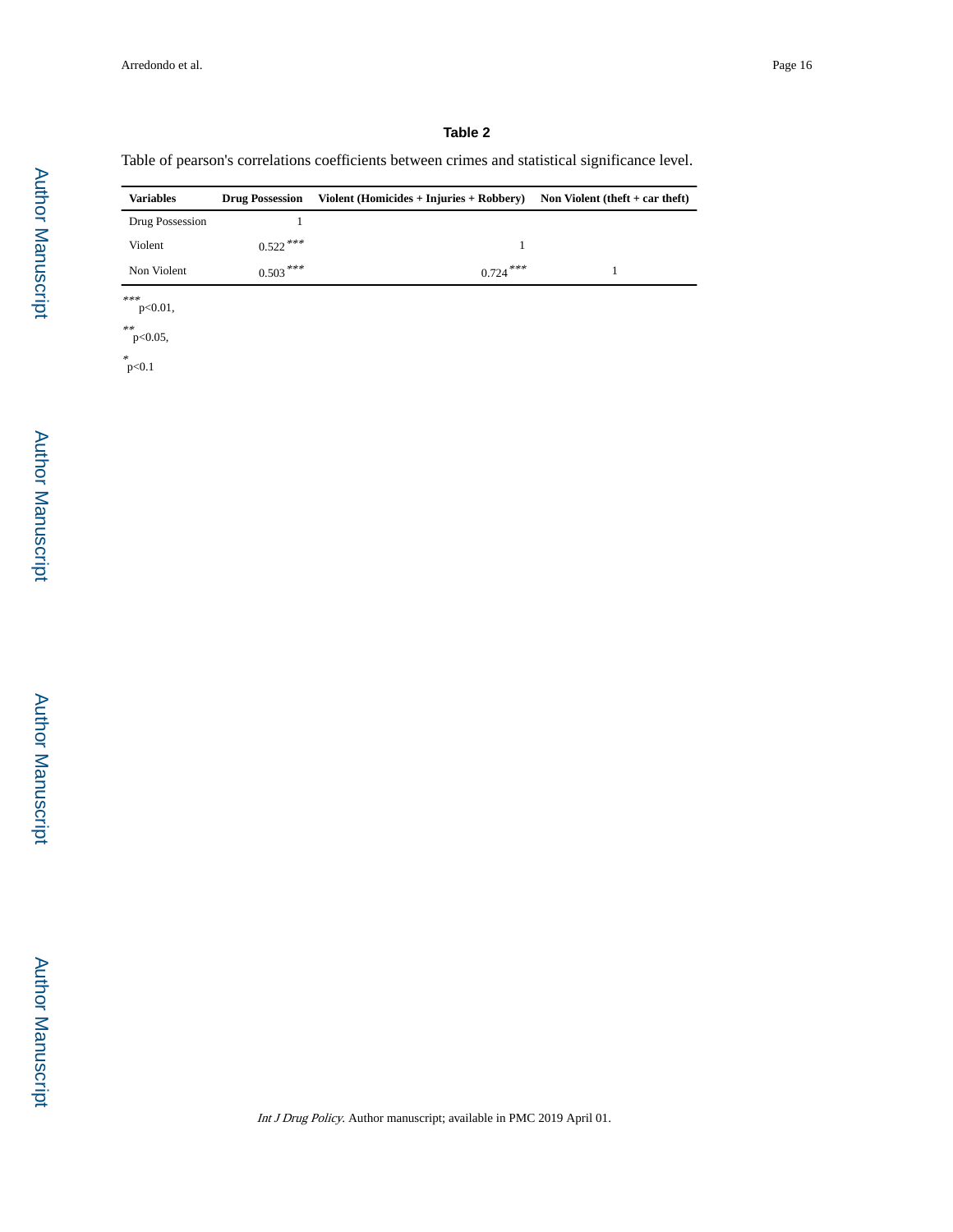### Table 2

Table of pearson's correlations coefficients between crimes and statistical significance level.

| Variables | Drug Possession | Violent (Homicides + Injuries + Robbery) | Non Violent (theft + car theft) |
|---|---|---|---|
| Drug Possession | 1 | | |
| Violent | 0.522*** | 1 | |
| Non Violent | 0.503*** | 0.724*** | 1 |

*** $p<0.01$,

** $p<0.05$,

* $p<0.1$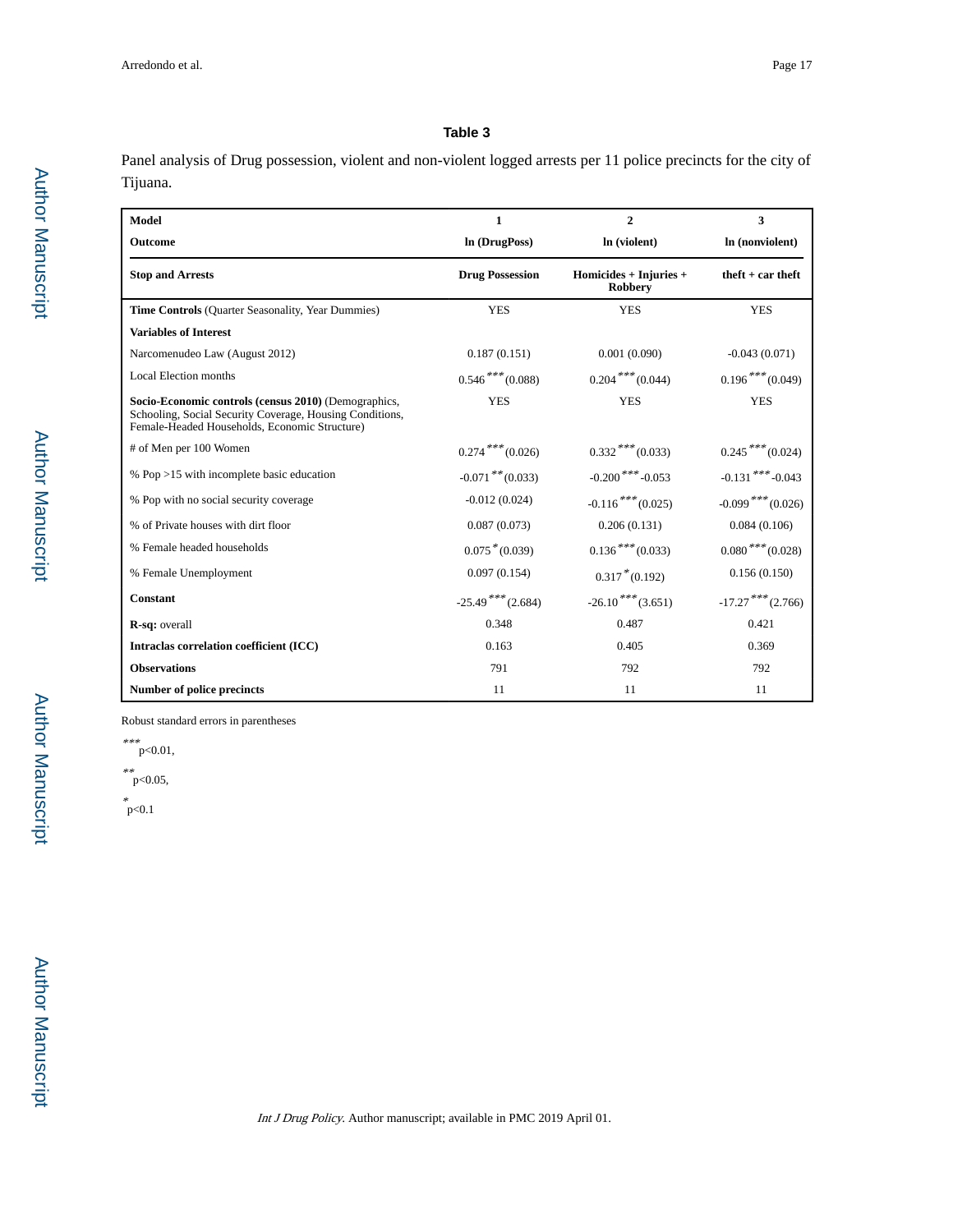**Table 3**

Panel analysis of Drug possession, violent and non-violent logged arrests per 11 police precincts for the city of Tijuana.

| **Model** | **1** | **2** | **3** |
|---|---|---|---|
| **Outcome** | **ln (DrugPoss)** | **ln (violent)** | **ln (nonviolent)** |
| **Stop and Arrests** | **Drug Possession** | **Homicides + Injuries + Robbery** | **theft + car theft** |
| **Time Controls** (Quarter Seasonality, Year Dummies) | YES | YES | YES |
| **Variables of Interest** | | | |
| Narcomenudeo Law (August 2012) | 0.187 (0.151) | 0.001 (0.090) | -0.043 (0.071) |
| Local Election months | 0.546*** (0.088) | 0.204*** (0.044) | 0.196*** (0.049) |
| **Socio-Economic controls (census 2010)** (Demographics, Schooling, Social Security Coverage, Housing Conditions, Female-Headed Households, Economic Structure) | YES | YES | YES |
| # of Men per 100 Women | 0.274*** (0.026) | 0.332*** (0.033) | 0.245*** (0.024) |
| % Pop >15 with incomplete basic education | -0.071** (0.033) | -0.200*** -0.053 | -0.131*** -0.043 |
| % Pop with no social security coverage | -0.012 (0.024) | -0.116*** (0.025) | -0.099*** (0.026) |
| % of Private houses with dirt floor | 0.087 (0.073) | 0.206 (0.131) | 0.084 (0.106) |
| % Female headed households | 0.075* (0.039) | 0.136*** (0.033) | 0.080*** (0.028) |
| % Female Unemployment | 0.097 (0.154) | 0.317* (0.192) | 0.156 (0.150) |
| **Constant** | -25.49*** (2.684) | -26.10*** (3.651) | -17.27*** (2.766) |
| **R-sq:** overall | 0.348 | 0.487 | 0.421 |
| **Intraclas correlation coefficient (ICC)** | 0.163 | 0.405 | 0.369 |
| **Observations** | 791 | 792 | 792 |
| **Number of police precincts** | 11 | 11 | 11 |

Robust standard errors in parentheses

*** $p<0.01$,

** $p<0.05$,

* $p<0.1$